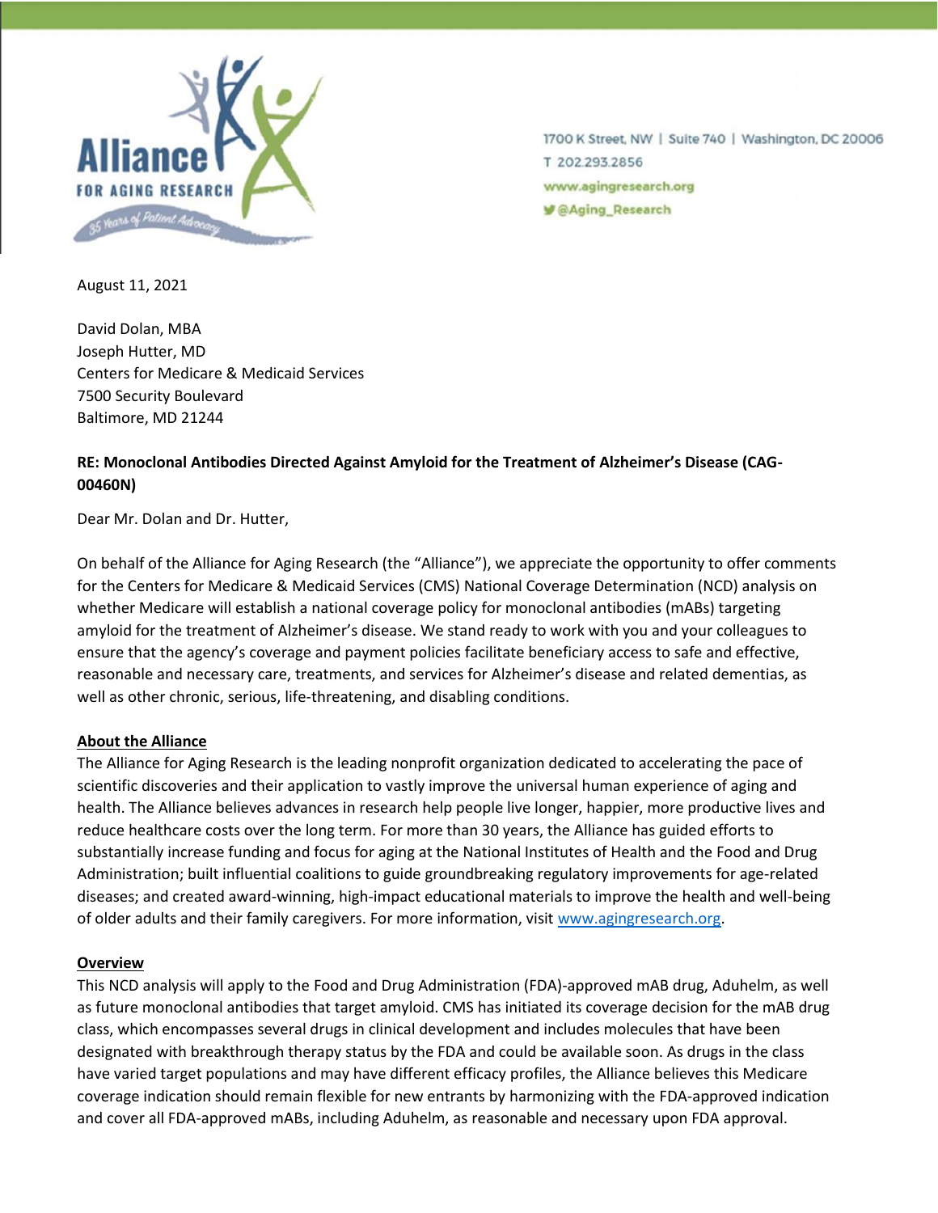Alliance FOR AGING RESEARCH

35 Years of Patient Advocacy

1700 K Street, NW | Suite 740 | Washington, DC 20006
T 202.293.2856
www.agingresearch.org
@Aging_Research

August 11, 2021

David Dolan, MBA
Joseph Hutter, MD
Centers for Medicare & Medicaid Services
7500 Security Boulevard
Baltimore, MD 21244

**RE: Monoclonal Antibodies Directed Against Amyloid for the Treatment of Alzheimer's Disease (CAG-00460N)**

Dear Mr. Dolan and Dr. Hutter,

On behalf of the Alliance for Aging Research (the "Alliance"), we appreciate the opportunity to offer comments for the Centers for Medicare & Medicaid Services (CMS) National Coverage Determination (NCD) analysis on whether Medicare will establish a national coverage policy for monoclonal antibodies (mABs) targeting amyloid for the treatment of Alzheimer's disease. We stand ready to work with you and your colleagues to ensure that the agency's coverage and payment policies facilitate beneficiary access to safe and effective, reasonable and necessary care, treatments, and services for Alzheimer's disease and related dementias, as well as other chronic, serious, life-threatening, and disabling conditions.

## About the Alliance

The Alliance for Aging Research is the leading nonprofit organization dedicated to accelerating the pace of scientific discoveries and their application to vastly improve the universal human experience of aging and health. The Alliance believes advances in research help people live longer, happier, more productive lives and reduce healthcare costs over the long term. For more than 30 years, the Alliance has guided efforts to substantially increase funding and focus for aging at the National Institutes of Health and the Food and Drug Administration; built influential coalitions to guide groundbreaking regulatory improvements for age-related diseases; and created award-winning, high-impact educational materials to improve the health and well-being of older adults and their family caregivers. For more information, visit [www.agingresearch.org](http://www.agingresearch.org).

## Overview

This NCD analysis will apply to the Food and Drug Administration (FDA)-approved mAB drug, Aduhelm, as well as future monoclonal antibodies that target amyloid. CMS has initiated its coverage decision for the mAB drug class, which encompasses several drugs in clinical development and includes molecules that have been designated with breakthrough therapy status by the FDA and could be available soon. As drugs in the class have varied target populations and may have different efficacy profiles, the Alliance believes this Medicare coverage indication should remain flexible for new entrants by harmonizing with the FDA-approved indication and cover all FDA-approved mABs, including Aduhelm, as reasonable and necessary upon FDA approval.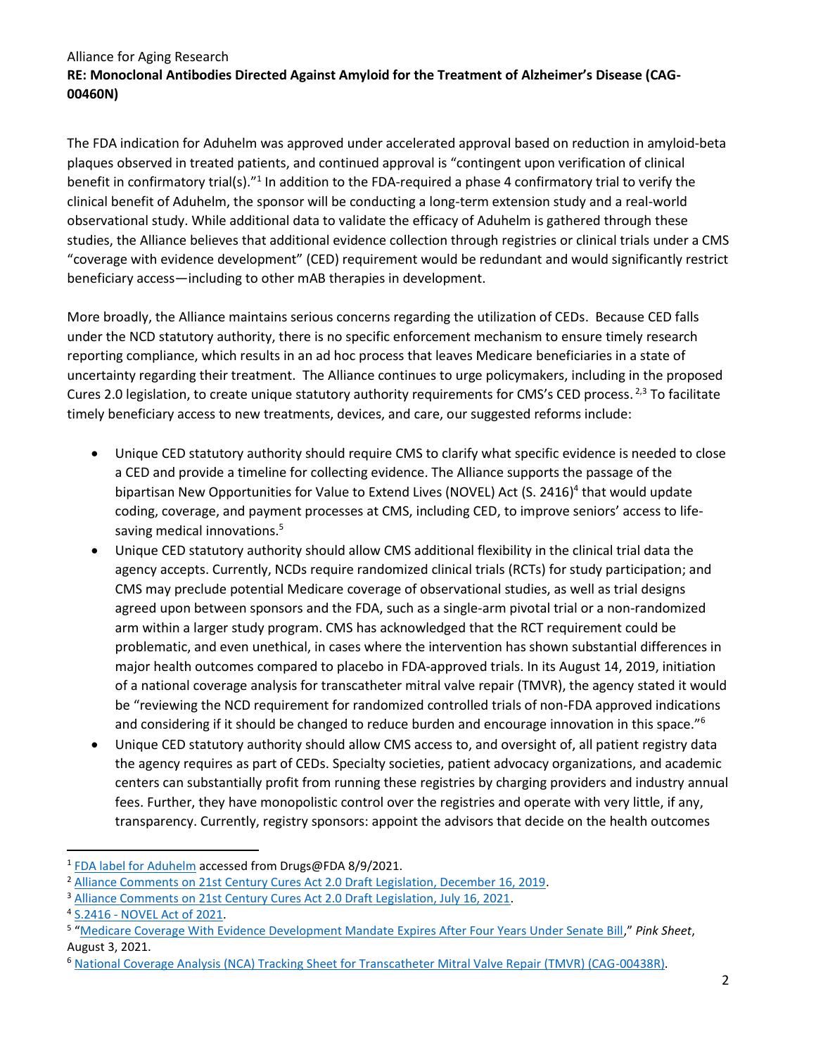The FDA indication for Aduhelm was approved under accelerated approval based on reduction in amyloid-beta plaques observed in treated patients, and continued approval is "contingent upon verification of clinical benefit in confirmatory trial(s)."[1] In addition to the FDA-required a phase 4 confirmatory trial to verify the clinical benefit of Aduhelm, the sponsor will be conducting a long-term extension study and a real-world observational study. While additional data to validate the efficacy of Aduhelm is gathered through these studies, the Alliance believes that additional evidence collection through registries or clinical trials under a CMS "coverage with evidence development" (CED) requirement would be redundant and would significantly restrict beneficiary access—including to other mAB therapies in development.

More broadly, the Alliance maintains serious concerns regarding the utilization of CEDs. Because CED falls under the NCD statutory authority, there is no specific enforcement mechanism to ensure timely research reporting compliance, which results in an ad hoc process that leaves Medicare beneficiaries in a state of uncertainty regarding their treatment. The Alliance continues to urge policymakers, including in the proposed Cures 2.0 legislation, to create unique statutory authority requirements for CMS's CED process.[2,3] To facilitate timely beneficiary access to new treatments, devices, and care, our suggested reforms include:

- Unique CED statutory authority should require CMS to clarify what specific evidence is needed to close a CED and provide a timeline for collecting evidence. The Alliance supports the passage of the bipartisan New Opportunities for Value to Extend Lives (NOVEL) Act (S. 2416)[4] that would update coding, coverage, and payment processes at CMS, including CED, to improve seniors' access to life-saving medical innovations.[5]
- Unique CED statutory authority should allow CMS additional flexibility in the clinical trial data the agency accepts. Currently, NCDs require randomized clinical trials (RCTs) for study participation; and CMS may preclude potential Medicare coverage of observational studies, as well as trial designs agreed upon between sponsors and the FDA, such as a single-arm pivotal trial or a non-randomized arm within a larger study program. CMS has acknowledged that the RCT requirement could be problematic, and even unethical, in cases where the intervention has shown substantial differences in major health outcomes compared to placebo in FDA-approved trials. In its August 14, 2019, initiation of a national coverage analysis for transcatheter mitral valve repair (TMVR), the agency stated it would be "reviewing the NCD requirement for randomized controlled trials of non-FDA approved indications and considering if it should be changed to reduce burden and encourage innovation in this space."[6]
- Unique CED statutory authority should allow CMS access to, and oversight of, all patient registry data the agency requires as part of CEDs. Specialty societies, patient advocacy organizations, and academic centers can substantially profit from running these registries by charging providers and industry annual fees. Further, they have monopolistic control over the registries and operate with very little, if any, transparency. Currently, registry sponsors: appoint the advisors that decide on the health outcomes

---

[1] FDA label for Aduhelm accessed from Drugs@FDA 8/9/2021.

[2] Alliance Comments on 21st Century Cures Act 2.0 Draft Legislation, December 16, 2019.

[3] Alliance Comments on 21st Century Cures Act 2.0 Draft Legislation, July 16, 2021.

[4] S.2416 - NOVEL Act of 2021.

[5] "Medicare Coverage With Evidence Development Mandate Expires After Four Years Under Senate Bill," *Pink Sheet*, August 3, 2021.

[6] National Coverage Analysis (NCA) Tracking Sheet for Transcatheter Mitral Valve Repair (TMVR) (CAG-00438R).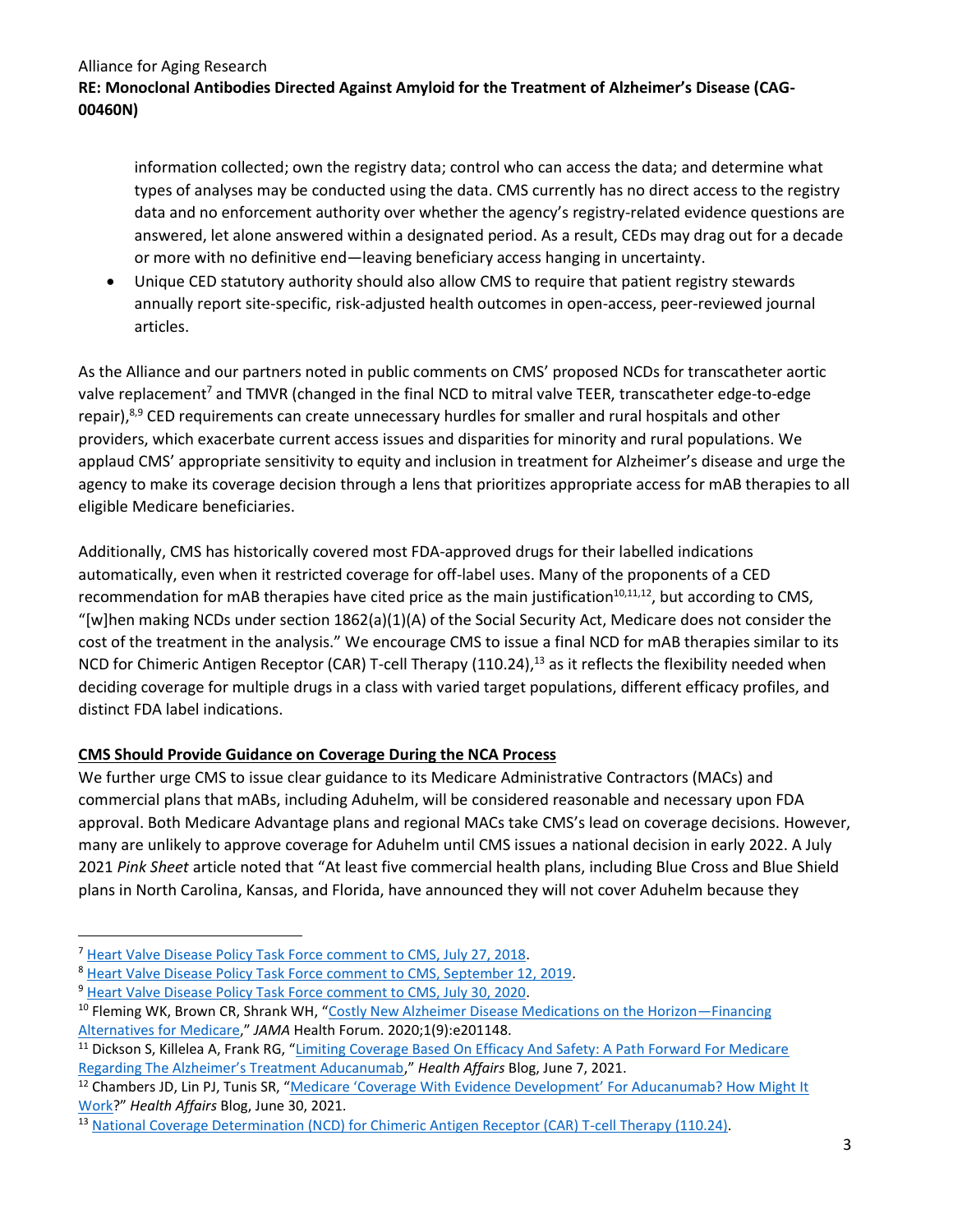information collected; own the registry data; control who can access the data; and determine what types of analyses may be conducted using the data. CMS currently has no direct access to the registry data and no enforcement authority over whether the agency's registry-related evidence questions are answered, let alone answered within a designated period. As a result, CEDs may drag out for a decade or more with no definitive end—leaving beneficiary access hanging in uncertainty.

- Unique CED statutory authority should also allow CMS to require that patient registry stewards annually report site-specific, risk-adjusted health outcomes in open-access, peer-reviewed journal articles.

As the Alliance and our partners noted in public comments on CMS' proposed NCDs for transcatheter aortic valve replacement[7] and TMVR (changed in the final NCD to mitral valve TEER, transcatheter edge-to-edge repair),[8,9] CED requirements can create unnecessary hurdles for smaller and rural hospitals and other providers, which exacerbate current access issues and disparities for minority and rural populations. We applaud CMS' appropriate sensitivity to equity and inclusion in treatment for Alzheimer's disease and urge the agency to make its coverage decision through a lens that prioritizes appropriate access for mAB therapies to all eligible Medicare beneficiaries.

Additionally, CMS has historically covered most FDA-approved drugs for their labelled indications automatically, even when it restricted coverage for off-label uses. Many of the proponents of a CED recommendation for mAB therapies have cited price as the main justification[10,11,12], but according to CMS, "[w]hen making NCDs under section 1862(a)(1)(A) of the Social Security Act, Medicare does not consider the cost of the treatment in the analysis." We encourage CMS to issue a final NCD for mAB therapies similar to its NCD for Chimeric Antigen Receptor (CAR) T-cell Therapy (110.24),[13] as it reflects the flexibility needed when deciding coverage for multiple drugs in a class with varied target populations, different efficacy profiles, and distinct FDA label indications.

**CMS Should Provide Guidance on Coverage During the NCA Process**

We further urge CMS to issue clear guidance to its Medicare Administrative Contractors (MACs) and commercial plans that mAbs, including Aduhelm, will be considered reasonable and necessary upon FDA approval. Both Medicare Advantage plans and regional MACs take CMS's lead on coverage decisions. However, many are unlikely to approve coverage for Aduhelm until CMS issues a national decision in early 2022. A July 2021 *Pink Sheet* article noted that "At least five commercial health plans, including Blue Cross and Blue Shield plans in North Carolina, Kansas, and Florida, have announced they will not cover Aduhelm because they

---

[7] Heart Valve Disease Policy Task Force comment to CMS, July 27, 2018.

[8] Heart Valve Disease Policy Task Force comment to CMS, September 12, 2019.

[9] Heart Valve Disease Policy Task Force comment to CMS, July 30, 2020.

[10] Fleming WK, Brown CR, Shrank WH, "Costly New Alzheimer Disease Medications on the Horizon—Financing Alternatives for Medicare," *JAMA* Health Forum. 2020;1(9):e201148.

[11] Dickson S, Killelea A, Frank RG, "Limiting Coverage Based On Efficacy And Safety: A Path Forward For Medicare Regarding The Alzheimer's Treatment Aducanumab," *Health Affairs* Blog, June 7, 2021.

[12] Chambers JD, Lin PJ, Tunis SR, "Medicare 'Coverage With Evidence Development' For Aducanumab? How Might It Work?" *Health Affairs* Blog, June 30, 2021.

[13] National Coverage Determination (NCD) for Chimeric Antigen Receptor (CAR) T-cell Therapy (110.24).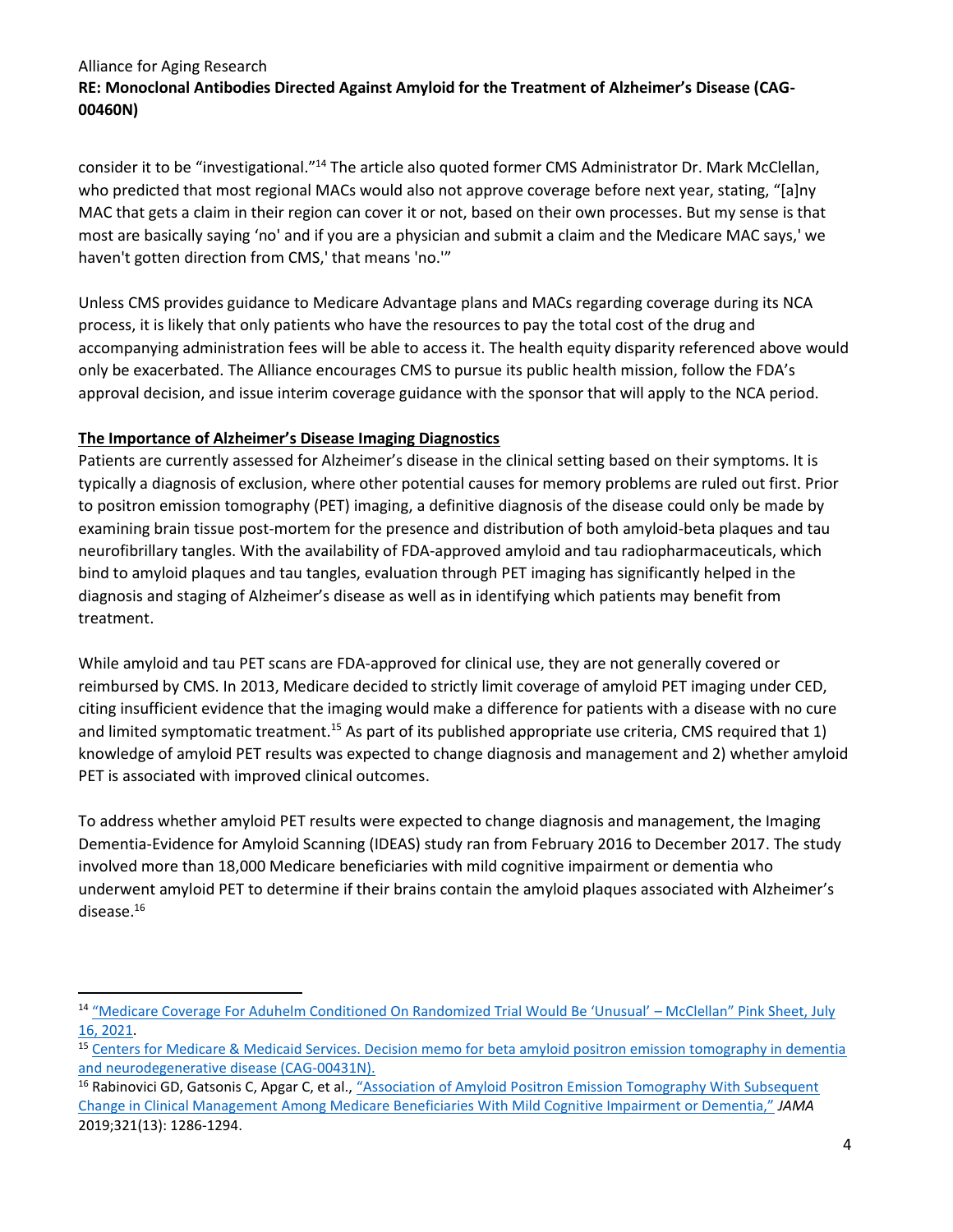consider it to be "investigational."[14] The article also quoted former CMS Administrator Dr. Mark McClellan, who predicted that most regional MACs would also not approve coverage before next year, stating, "[a]ny MAC that gets a claim in their region can cover it or not, based on their own processes. But my sense is that most are basically saying 'no' and if you are a physician and submit a claim and the Medicare MAC says,' we haven't gotten direction from CMS,' that means 'no.'"

Unless CMS provides guidance to Medicare Advantage plans and MACs regarding coverage during its NCA process, it is likely that only patients who have the resources to pay the total cost of the drug and accompanying administration fees will be able to access it. The health equity disparity referenced above would only be exacerbated. The Alliance encourages CMS to pursue its public health mission, follow the FDA's approval decision, and issue interim coverage guidance with the sponsor that will apply to the NCA period.

**The Importance of Alzheimer's Disease Imaging Diagnostics**

Patients are currently assessed for Alzheimer's disease in the clinical setting based on their symptoms. It is typically a diagnosis of exclusion, where other potential causes for memory problems are ruled out first. Prior to positron emission tomography (PET) imaging, a definitive diagnosis of the disease could only be made by examining brain tissue post-mortem for the presence and distribution of both amyloid-beta plaques and tau neurofibrillary tangles. With the availability of FDA-approved amyloid and tau radiopharmaceuticals, which bind to amyloid plaques and tau tangles, evaluation through PET imaging has significantly helped in the diagnosis and staging of Alzheimer's disease as well as in identifying which patients may benefit from treatment.

While amyloid and tau PET scans are FDA-approved for clinical use, they are not generally covered or reimbursed by CMS. In 2013, Medicare decided to strictly limit coverage of amyloid PET imaging under CED, citing insufficient evidence that the imaging would make a difference for patients with a disease with no cure and limited symptomatic treatment.[15] As part of its published appropriate use criteria, CMS required that 1) knowledge of amyloid PET results was expected to change diagnosis and management and 2) whether amyloid PET is associated with improved clinical outcomes.

To address whether amyloid PET results were expected to change diagnosis and management, the Imaging Dementia-Evidence for Amyloid Scanning (IDEAS) study ran from February 2016 to December 2017. The study involved more than 18,000 Medicare beneficiaries with mild cognitive impairment or dementia who underwent amyloid PET to determine if their brains contain the amyloid plaques associated with Alzheimer's disease.[16]

---

[14] "Medicare Coverage For Aduhelm Conditioned On Randomized Trial Would Be 'Unusual' – McClellan" Pink Sheet, July 16, 2021.

[15] Centers for Medicare & Medicaid Services. Decision memo for beta amyloid positron emission tomography in dementia and neurodegenerative disease (CAG-00431N).

[16] Rabinovici GD, Gatsonis C, Apgar C, et al., "Association of Amyloid Positron Emission Tomography With Subsequent Change in Clinical Management Among Medicare Beneficiaries With Mild Cognitive Impairment or Dementia," *JAMA* 2019;321(13): 1286-1294.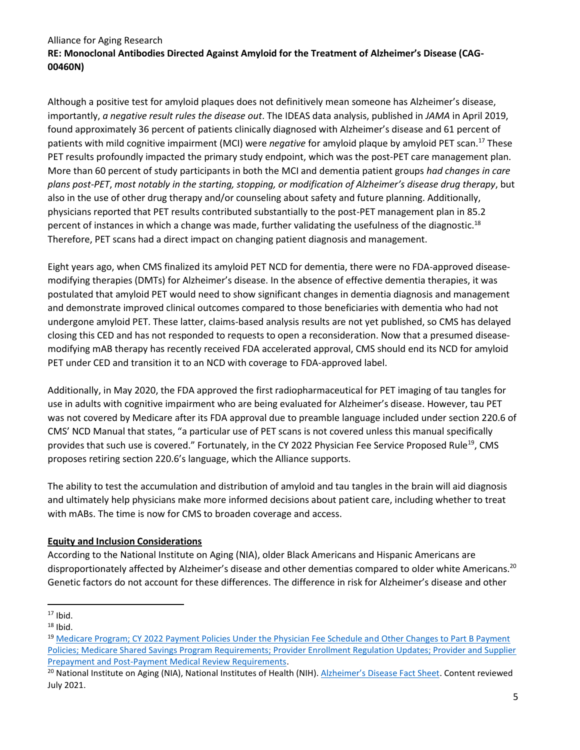Although a positive test for amyloid plaques does not definitively mean someone has Alzheimer's disease, importantly, *a negative result rules the disease out*. The IDEAS data analysis, published in *JAMA* in April 2019, found approximately 36 percent of patients clinically diagnosed with Alzheimer's disease and 61 percent of patients with mild cognitive impairment (MCI) were *negative* for amyloid plaque by amyloid PET scan.[17] These PET results profoundly impacted the primary study endpoint, which was the post-PET care management plan. More than 60 percent of study participants in both the MCI and dementia patient groups *had changes in care plans post-PET*, *most notably in the starting, stopping, or modification of Alzheimer's disease drug therapy*, but also in the use of other drug therapy and/or counseling about safety and future planning. Additionally, physicians reported that PET results contributed substantially to the post-PET management plan in 85.2 percent of instances in which a change was made, further validating the usefulness of the diagnostic.[18] Therefore, PET scans had a direct impact on changing patient diagnosis and management.

Eight years ago, when CMS finalized its amyloid PET NCD for dementia, there were no FDA-approved disease-modifying therapies (DMTs) for Alzheimer's disease. In the absence of effective dementia therapies, it was postulated that amyloid PET would need to show significant changes in dementia diagnosis and management and demonstrate improved clinical outcomes compared to those beneficiaries with dementia who had not undergone amyloid PET. These latter, claims-based analysis results are not yet published, so CMS has delayed closing this CED and has not responded to requests to open a reconsideration. Now that a presumed disease-modifying mAB therapy has recently received FDA accelerated approval, CMS should end its NCD for amyloid PET under CED and transition it to an NCD with coverage to FDA-approved label.

Additionally, in May 2020, the FDA approved the first radiopharmaceutical for PET imaging of tau tangles for use in adults with cognitive impairment who are being evaluated for Alzheimer's disease. However, tau PET was not covered by Medicare after its FDA approval due to preamble language included under section 220.6 of CMS' NCD Manual that states, "a particular use of PET scans is not covered unless this manual specifically provides that such use is covered." Fortunately, in the CY 2022 Physician Fee Service Proposed Rule[19], CMS proposes retiring section 220.6's language, which the Alliance supports.

The ability to test the accumulation and distribution of amyloid and tau tangles in the brain will aid diagnosis and ultimately help physicians make more informed decisions about patient care, including whether to treat with mABs. The time is now for CMS to broaden coverage and access.

## Equity and Inclusion Considerations

According to the National Institute on Aging (NIA), older Black Americans and Hispanic Americans are disproportionately affected by Alzheimer's disease and other dementias compared to older white Americans.[20] Genetic factors do not account for these differences. The difference in risk for Alzheimer's disease and other

---

[17] Ibid.

[18] Ibid.

[19] Medicare Program; CY 2022 Payment Policies Under the Physician Fee Schedule and Other Changes to Part B Payment Policies; Medicare Shared Savings Program Requirements; Provider Enrollment Regulation Updates; Provider and Supplier Prepayment and Post-Payment Medical Review Requirements.

[20] National Institute on Aging (NIA), National Institutes of Health (NIH). Alzheimer's Disease Fact Sheet. Content reviewed July 2021.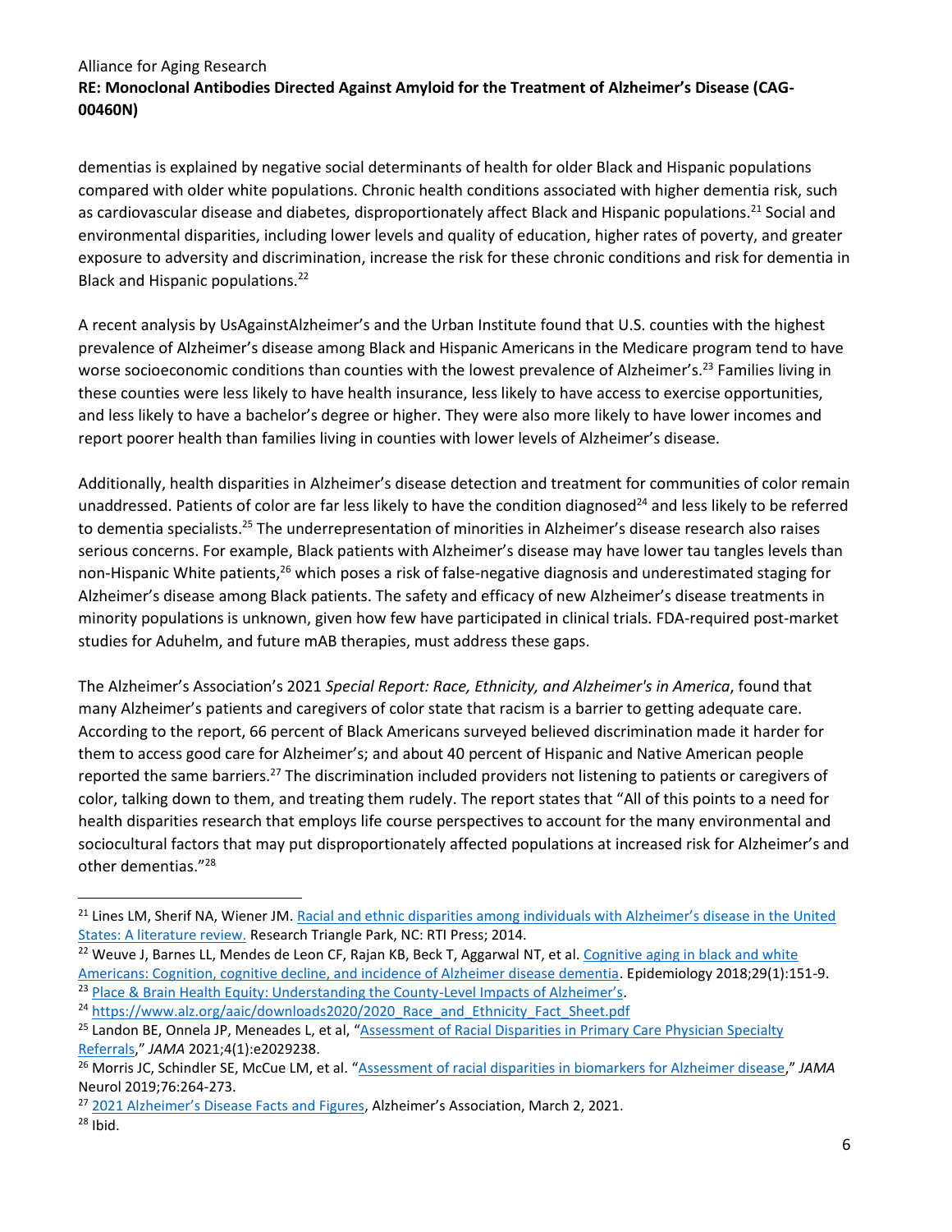dementias is explained by negative social determinants of health for older Black and Hispanic populations compared with older white populations. Chronic health conditions associated with higher dementia risk, such as cardiovascular disease and diabetes, disproportionately affect Black and Hispanic populations.[21] Social and environmental disparities, including lower levels and quality of education, higher rates of poverty, and greater exposure to adversity and discrimination, increase the risk for these chronic conditions and risk for dementia in Black and Hispanic populations.[22]

A recent analysis by UsAgainstAlzheimer's and the Urban Institute found that U.S. counties with the highest prevalence of Alzheimer's disease among Black and Hispanic Americans in the Medicare program tend to have worse socioeconomic conditions than counties with the lowest prevalence of Alzheimer's.[23] Families living in these counties were less likely to have health insurance, less likely to have access to exercise opportunities, and less likely to have a bachelor's degree or higher. They were also more likely to have lower incomes and report poorer health than families living in counties with lower levels of Alzheimer's disease.

Additionally, health disparities in Alzheimer's disease detection and treatment for communities of color remain unaddressed. Patients of color are far less likely to have the condition diagnosed[24] and less likely to be referred to dementia specialists.[25] The underrepresentation of minorities in Alzheimer's disease research also raises serious concerns. For example, Black patients with Alzheimer's disease may have lower tau tangles levels than non-Hispanic White patients,[26] which poses a risk of false-negative diagnosis and underestimated staging for Alzheimer's disease among Black patients. The safety and efficacy of new Alzheimer's disease treatments in minority populations is unknown, given how few have participated in clinical trials. FDA-required post-market studies for Aduhelm, and future mAB therapies, must address these gaps.

The Alzheimer's Association's 2021 *Special Report: Race, Ethnicity, and Alzheimer's in America*, found that many Alzheimer's patients and caregivers of color state that racism is a barrier to getting adequate care. According to the report, 66 percent of Black Americans surveyed believed discrimination made it harder for them to access good care for Alzheimer's; and about 40 percent of Hispanic and Native American people reported the same barriers.[27] The discrimination included providers not listening to patients or caregivers of color, talking down to them, and treating them rudely. The report states that "All of this points to a need for health disparities research that employs life course perspectives to account for the many environmental and sociocultural factors that may put disproportionately affected populations at increased risk for Alzheimer's and other dementias."[28]

---

[21] Lines LM, Sherif NA, Wiener JM. Racial and ethnic disparities among individuals with Alzheimer's disease in the United States: A literature review. Research Triangle Park, NC: RTI Press; 2014.

[22] Weuve J, Barnes LL, Mendes de Leon CF, Rajan KB, Beck T, Aggarwal NT, et al. Cognitive aging in black and white Americans: Cognition, cognitive decline, and incidence of Alzheimer disease dementia. Epidemiology 2018;29(1):151-9.

[23] Place & Brain Health Equity: Understanding the County-Level Impacts of Alzheimer's.

[24] https://www.alz.org/aaic/downloads2020/2020_Race_and_Ethnicity_Fact_Sheet.pdf

[25] Landon BE, Onnela JP, Meneades L, et al, "Assessment of Racial Disparities in Primary Care Physician Specialty Referrals," *JAMA* 2021;4(1):e2029238.

[26] Morris JC, Schindler SE, McCue LM, et al. "Assessment of racial disparities in biomarkers for Alzheimer disease," *JAMA* Neurol 2019;76:264-273.

[27] 2021 Alzheimer's Disease Facts and Figures, Alzheimer's Association, March 2, 2021.

[28] Ibid.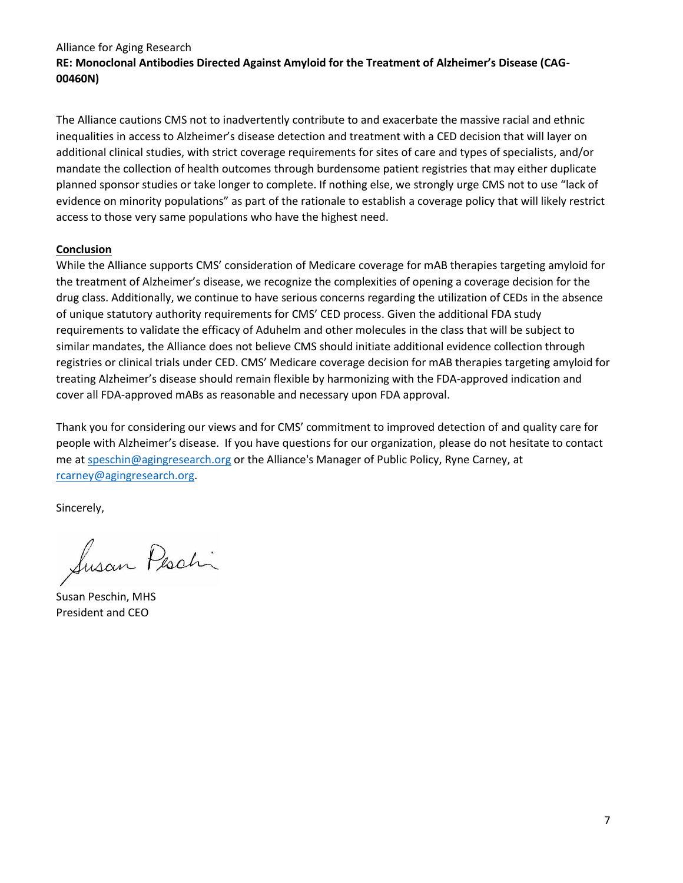The Alliance cautions CMS not to inadvertently contribute to and exacerbate the massive racial and ethnic inequalities in access to Alzheimer's disease detection and treatment with a CED decision that will layer on additional clinical studies, with strict coverage requirements for sites of care and types of specialists, and/or mandate the collection of health outcomes through burdensome patient registries that may either duplicate planned sponsor studies or take longer to complete. If nothing else, we strongly urge CMS not to use "lack of evidence on minority populations" as part of the rationale to establish a coverage policy that will likely restrict access to those very same populations who have the highest need.

**Conclusion**

While the Alliance supports CMS' consideration of Medicare coverage for mAB therapies targeting amyloid for the treatment of Alzheimer's disease, we recognize the complexities of opening a coverage decision for the drug class. Additionally, we continue to have serious concerns regarding the utilization of CEDs in the absence of unique statutory authority requirements for CMS' CED process. Given the additional FDA study requirements to validate the efficacy of Aduhelm and other molecules in the class that will be subject to similar mandates, the Alliance does not believe CMS should initiate additional evidence collection through registries or clinical trials under CED. CMS' Medicare coverage decision for mAB therapies targeting amyloid for treating Alzheimer's disease should remain flexible by harmonizing with the FDA-approved indication and cover all FDA-approved mABs as reasonable and necessary upon FDA approval.

Thank you for considering our views and for CMS' commitment to improved detection of and quality care for people with Alzheimer's disease. If you have questions for our organization, please do not hesitate to contact me at speschin@agingresearch.org or the Alliance's Manager of Public Policy, Ryne Carney, at rcarney@agingresearch.org.

Sincerely,

Susan Peschin

Susan Peschin, MHS
President and CEO